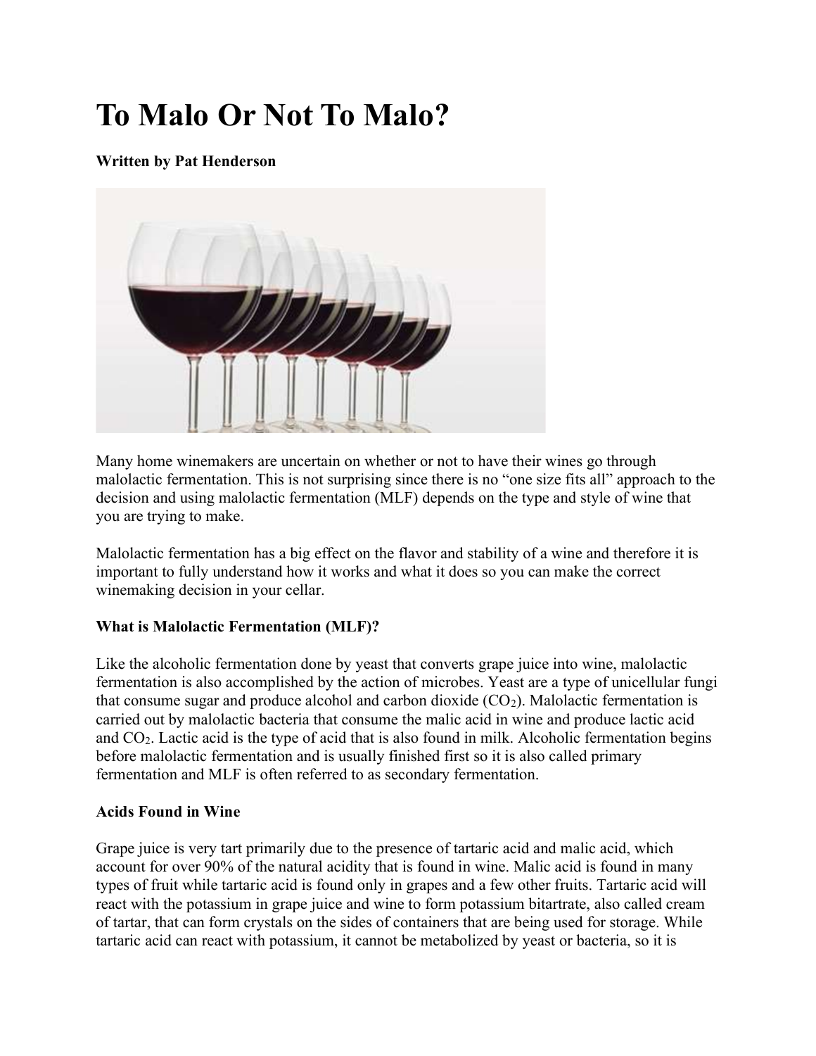# To Malo Or Not To Malo?

**Written by Pat Henderson**

Many home winemakers are uncertain on whether or not to have their wines go through malolactic fermentation. This is not surprising since there is no “one size fits all” approach to the decision and using malolactic fermentation (MLF) depends on the type and style of wine that you are trying to make.

Malolactic fermentation has a big effect on the flavor and stability of a wine and therefore it is important to fully understand how it works and what it does so you can make the correct winemaking decision in your cellar.

**What is Malolactic Fermentation (MLF)?**

Like the alcoholic fermentation done by yeast that converts grape juice into wine, malolactic fermentation is also accomplished by the action of microbes. Yeast are a type of unicellular fungi that consume sugar and produce alcohol and carbon dioxide ($CO_2$). Malolactic fermentation is carried out by malolactic bacteria that consume the malic acid in wine and produce lactic acid and $CO_2$. Lactic acid is the type of acid that is also found in milk. Alcoholic fermentation begins before malolactic fermentation and is usually finished first so it is also called primary fermentation and MLF is often referred to as secondary fermentation.

**Acids Found in Wine**

Grape juice is very tart primarily due to the presence of tartaric acid and malic acid, which account for over 90% of the natural acidity that is found in wine. Malic acid is found in many types of fruit while tartaric acid is found only in grapes and a few other fruits. Tartaric acid will react with the potassium in grape juice and wine to form potassium bitartrate, also called cream of tartar, that can form crystals on the sides of containers that are being used for storage. While tartaric acid can react with potassium, it cannot be metabolized by yeast or bacteria, so it is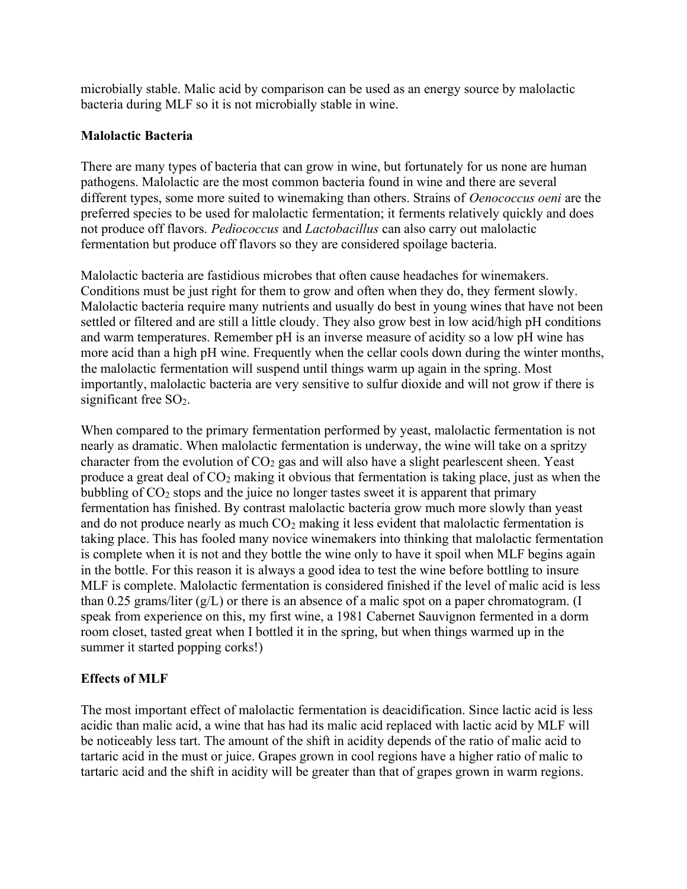microbially stable. Malic acid by comparison can be used as an energy source by malolactic bacteria during MLF so it is not microbially stable in wine.

**Malolactic Bacteria**

There are many types of bacteria that can grow in wine, but fortunately for us none are human pathogens. Malolactic are the most common bacteria found in wine and there are several different types, some more suited to winemaking than others. Strains of *Oenococcus oeni* are the preferred species to be used for malolactic fermentation; it ferments relatively quickly and does not produce off flavors. *Pediococcus* and *Lactobacillus* can also carry out malolactic fermentation but produce off flavors so they are considered spoilage bacteria.

Malolactic bacteria are fastidious microbes that often cause headaches for winemakers. Conditions must be just right for them to grow and often when they do, they ferment slowly. Malolactic bacteria require many nutrients and usually do best in young wines that have not been settled or filtered and are still a little cloudy. They also grow best in low acid/high pH conditions and warm temperatures. Remember pH is an inverse measure of acidity so a low pH wine has more acid than a high pH wine. Frequently when the cellar cools down during the winter months, the malolactic fermentation will suspend until things warm up again in the spring. Most importantly, malolactic bacteria are very sensitive to sulfur dioxide and will not grow if there is significant free $SO_2$.

When compared to the primary fermentation performed by yeast, malolactic fermentation is not nearly as dramatic. When malolactic fermentation is underway, the wine will take on a spritzy character from the evolution of $CO_2$ gas and will also have a slight pearlescent sheen. Yeast produce a great deal of $CO_2$ making it obvious that fermentation is taking place, just as when the bubbling of $CO_2$ stops and the juice no longer tastes sweet it is apparent that primary fermentation has finished. By contrast malolactic bacteria grow much more slowly than yeast and do not produce nearly as much $CO_2$ making it less evident that malolactic fermentation is taking place. This has fooled many novice winemakers into thinking that malolactic fermentation is complete when it is not and they bottle the wine only to have it spoil when MLF begins again in the bottle. For this reason it is always a good idea to test the wine before bottling to insure MLF is complete. Malolactic fermentation is considered finished if the level of malic acid is less than 0.25 grams/liter (g/L) or there is an absence of a malic spot on a paper chromatogram. (I speak from experience on this, my first wine, a 1981 Cabernet Sauvignon fermented in a dorm room closet, tasted great when I bottled it in the spring, but when things warmed up in the summer it started popping corks!)

**Effects of MLF**

The most important effect of malolactic fermentation is deacidification. Since lactic acid is less acidic than malic acid, a wine that has had its malic acid replaced with lactic acid by MLF will be noticeably less tart. The amount of the shift in acidity depends of the ratio of malic acid to tartaric acid in the must or juice. Grapes grown in cool regions have a higher ratio of malic to tartaric acid and the shift in acidity will be greater than that of grapes grown in warm regions.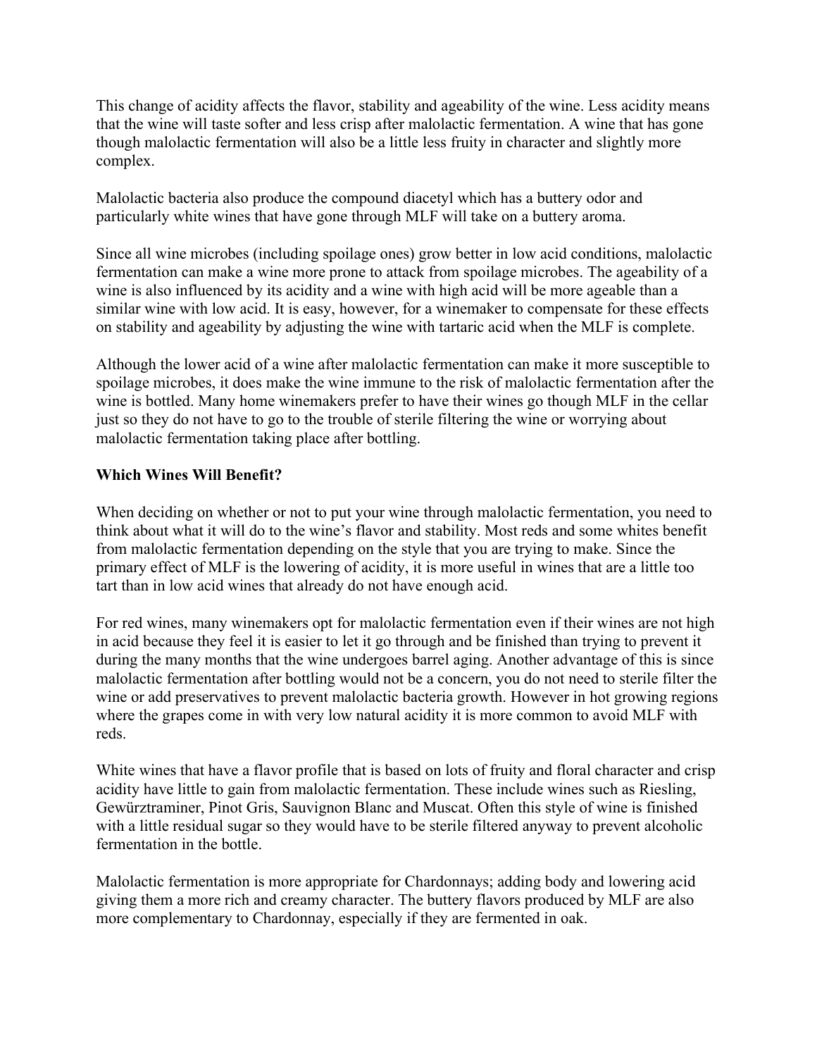This change of acidity affects the flavor, stability and ageability of the wine. Less acidity means that the wine will taste softer and less crisp after malolactic fermentation. A wine that has gone though malolactic fermentation will also be a little less fruity in character and slightly more complex.

Malolactic bacteria also produce the compound diacetyl which has a buttery odor and particularly white wines that have gone through MLF will take on a buttery aroma.

Since all wine microbes (including spoilage ones) grow better in low acid conditions, malolactic fermentation can make a wine more prone to attack from spoilage microbes. The ageability of a wine is also influenced by its acidity and a wine with high acid will be more ageable than a similar wine with low acid. It is easy, however, for a winemaker to compensate for these effects on stability and ageability by adjusting the wine with tartaric acid when the MLF is complete.

Although the lower acid of a wine after malolactic fermentation can make it more susceptible to spoilage microbes, it does make the wine immune to the risk of malolactic fermentation after the wine is bottled. Many home winemakers prefer to have their wines go though MLF in the cellar just so they do not have to go to the trouble of sterile filtering the wine or worrying about malolactic fermentation taking place after bottling.

**Which Wines Will Benefit?**

When deciding on whether or not to put your wine through malolactic fermentation, you need to think about what it will do to the wine's flavor and stability. Most reds and some whites benefit from malolactic fermentation depending on the style that you are trying to make. Since the primary effect of MLF is the lowering of acidity, it is more useful in wines that are a little too tart than in low acid wines that already do not have enough acid.

For red wines, many winemakers opt for malolactic fermentation even if their wines are not high in acid because they feel it is easier to let it go through and be finished than trying to prevent it during the many months that the wine undergoes barrel aging. Another advantage of this is since malolactic fermentation after bottling would not be a concern, you do not need to sterile filter the wine or add preservatives to prevent malolactic bacteria growth. However in hot growing regions where the grapes come in with very low natural acidity it is more common to avoid MLF with reds.

White wines that have a flavor profile that is based on lots of fruity and floral character and crisp acidity have little to gain from malolactic fermentation. These include wines such as Riesling, Gewürztraminer, Pinot Gris, Sauvignon Blanc and Muscat. Often this style of wine is finished with a little residual sugar so they would have to be sterile filtered anyway to prevent alcoholic fermentation in the bottle.

Malolactic fermentation is more appropriate for Chardonnays; adding body and lowering acid giving them a more rich and creamy character. The buttery flavors produced by MLF are also more complementary to Chardonnay, especially if they are fermented in oak.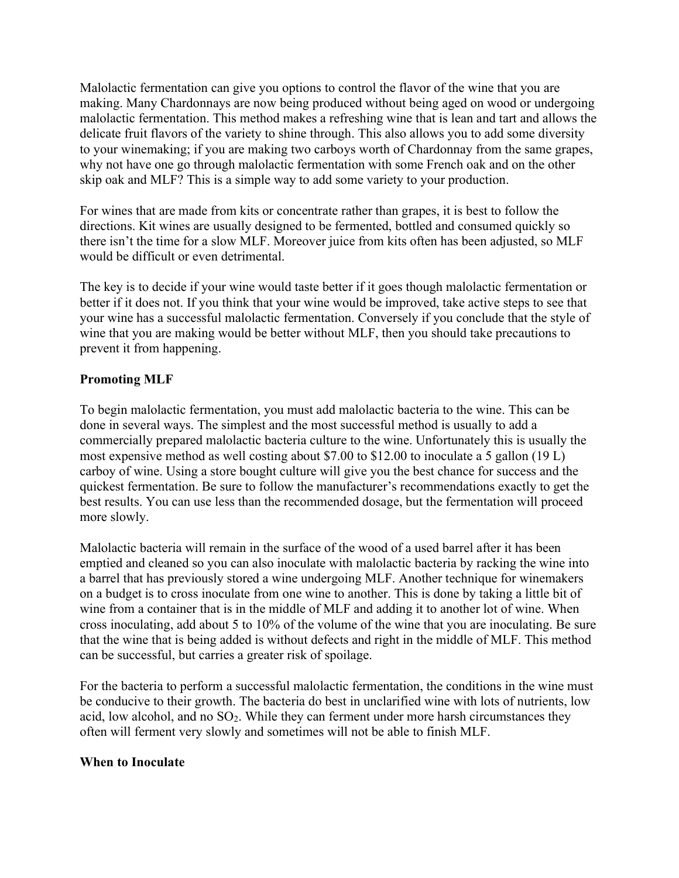Malolactic fermentation can give you options to control the flavor of the wine that you are making. Many Chardonnays are now being produced without being aged on wood or undergoing malolactic fermentation. This method makes a refreshing wine that is lean and tart and allows the delicate fruit flavors of the variety to shine through. This also allows you to add some diversity to your winemaking; if you are making two carboys worth of Chardonnay from the same grapes, why not have one go through malolactic fermentation with some French oak and on the other skip oak and MLF? This is a simple way to add some variety to your production.

For wines that are made from kits or concentrate rather than grapes, it is best to follow the directions. Kit wines are usually designed to be fermented, bottled and consumed quickly so there isn't the time for a slow MLF. Moreover juice from kits often has been adjusted, so MLF would be difficult or even detrimental.

The key is to decide if your wine would taste better if it goes though malolactic fermentation or better if it does not. If you think that your wine would be improved, take active steps to see that your wine has a successful malolactic fermentation. Conversely if you conclude that the style of wine that you are making would be better without MLF, then you should take precautions to prevent it from happening.

**Promoting MLF**

To begin malolactic fermentation, you must add malolactic bacteria to the wine. This can be done in several ways. The simplest and the most successful method is usually to add a commercially prepared malolactic bacteria culture to the wine. Unfortunately this is usually the most expensive method as well costing about $7.00 to $12.00 to inoculate a 5 gallon (19 L) carboy of wine. Using a store bought culture will give you the best chance for success and the quickest fermentation. Be sure to follow the manufacturer's recommendations exactly to get the best results. You can use less than the recommended dosage, but the fermentation will proceed more slowly.

Malolactic bacteria will remain in the surface of the wood of a used barrel after it has been emptied and cleaned so you can also inoculate with malolactic bacteria by racking the wine into a barrel that has previously stored a wine undergoing MLF. Another technique for winemakers on a budget is to cross inoculate from one wine to another. This is done by taking a little bit of wine from a container that is in the middle of MLF and adding it to another lot of wine. When cross inoculating, add about 5 to 10% of the volume of the wine that you are inoculating. Be sure that the wine that is being added is without defects and right in the middle of MLF. This method can be successful, but carries a greater risk of spoilage.

For the bacteria to perform a successful malolactic fermentation, the conditions in the wine must be conducive to their growth. The bacteria do best in unclarified wine with lots of nutrients, low acid, low alcohol, and no $SO_2$. While they can ferment under more harsh circumstances they often will ferment very slowly and sometimes will not be able to finish MLF.

**When to Inoculate**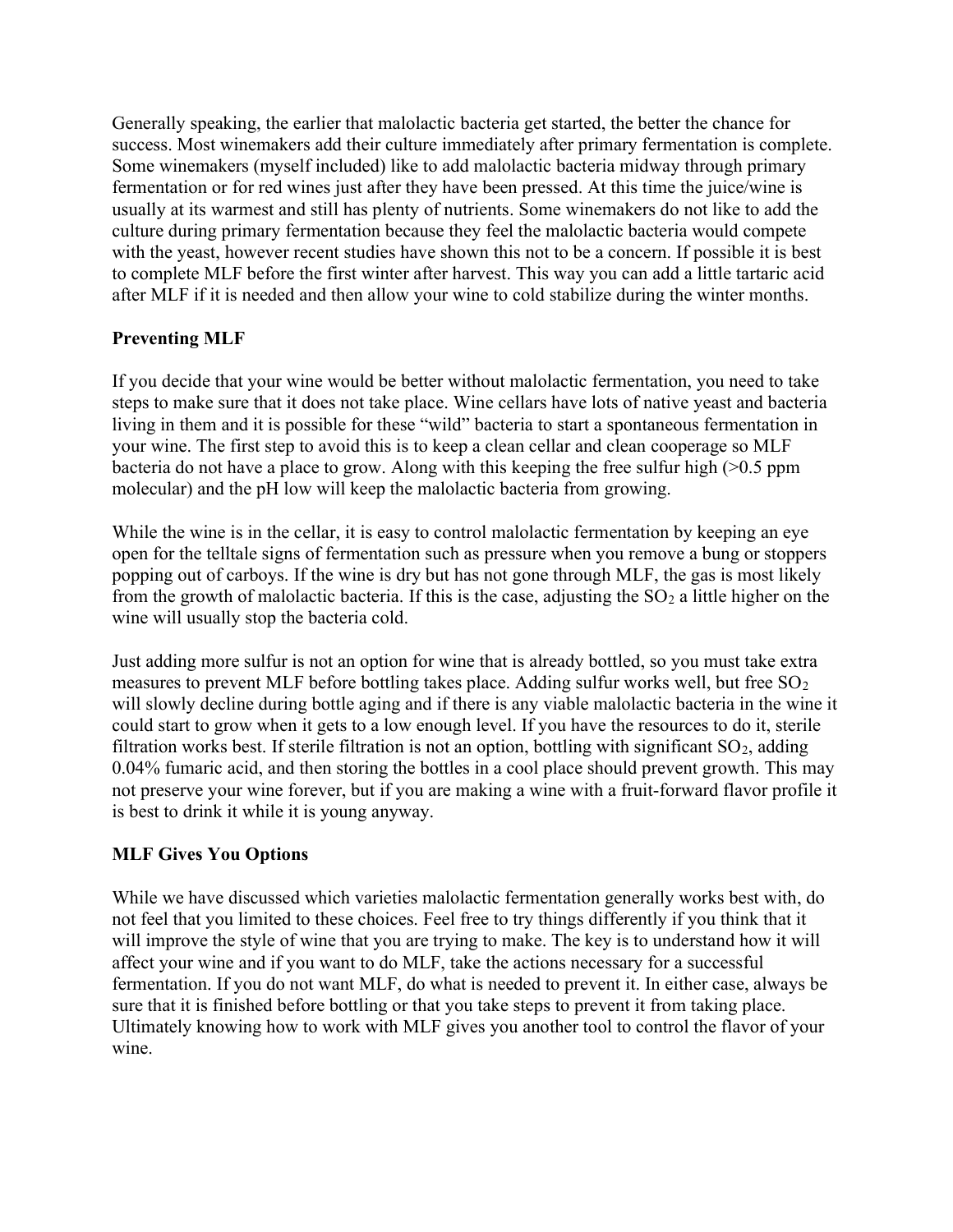Generally speaking, the earlier that malolactic bacteria get started, the better the chance for success. Most winemakers add their culture immediately after primary fermentation is complete. Some winemakers (myself included) like to add malolactic bacteria midway through primary fermentation or for red wines just after they have been pressed. At this time the juice/wine is usually at its warmest and still has plenty of nutrients. Some winemakers do not like to add the culture during primary fermentation because they feel the malolactic bacteria would compete with the yeast, however recent studies have shown this not to be a concern. If possible it is best to complete MLF before the first winter after harvest. This way you can add a little tartaric acid after MLF if it is needed and then allow your wine to cold stabilize during the winter months.

**Preventing MLF**

If you decide that your wine would be better without malolactic fermentation, you need to take steps to make sure that it does not take place. Wine cellars have lots of native yeast and bacteria living in them and it is possible for these "wild" bacteria to start a spontaneous fermentation in your wine. The first step to avoid this is to keep a clean cellar and clean cooperage so MLF bacteria do not have a place to grow. Along with this keeping the free sulfur high (>0.5 ppm molecular) and the pH low will keep the malolactic bacteria from growing.

While the wine is in the cellar, it is easy to control malolactic fermentation by keeping an eye open for the telltale signs of fermentation such as pressure when you remove a bung or stoppers popping out of carboys. If the wine is dry but has not gone through MLF, the gas is most likely from the growth of malolactic bacteria. If this is the case, adjusting the $SO_2$ a little higher on the wine will usually stop the bacteria cold.

Just adding more sulfur is not an option for wine that is already bottled, so you must take extra measures to prevent MLF before bottling takes place. Adding sulfur works well, but free $SO_2$ will slowly decline during bottle aging and if there is any viable malolactic bacteria in the wine it could start to grow when it gets to a low enough level. If you have the resources to do it, sterile filtration works best. If sterile filtration is not an option, bottling with significant $SO_2$, adding 0.04% fumaric acid, and then storing the bottles in a cool place should prevent growth. This may not preserve your wine forever, but if you are making a wine with a fruit-forward flavor profile it is best to drink it while it is young anyway.

**MLF Gives You Options**

While we have discussed which varieties malolactic fermentation generally works best with, do not feel that you limited to these choices. Feel free to try things differently if you think that it will improve the style of wine that you are trying to make. The key is to understand how it will affect your wine and if you want to do MLF, take the actions necessary for a successful fermentation. If you do not want MLF, do what is needed to prevent it. In either case, always be sure that it is finished before bottling or that you take steps to prevent it from taking place. Ultimately knowing how to work with MLF gives you another tool to control the flavor of your wine.